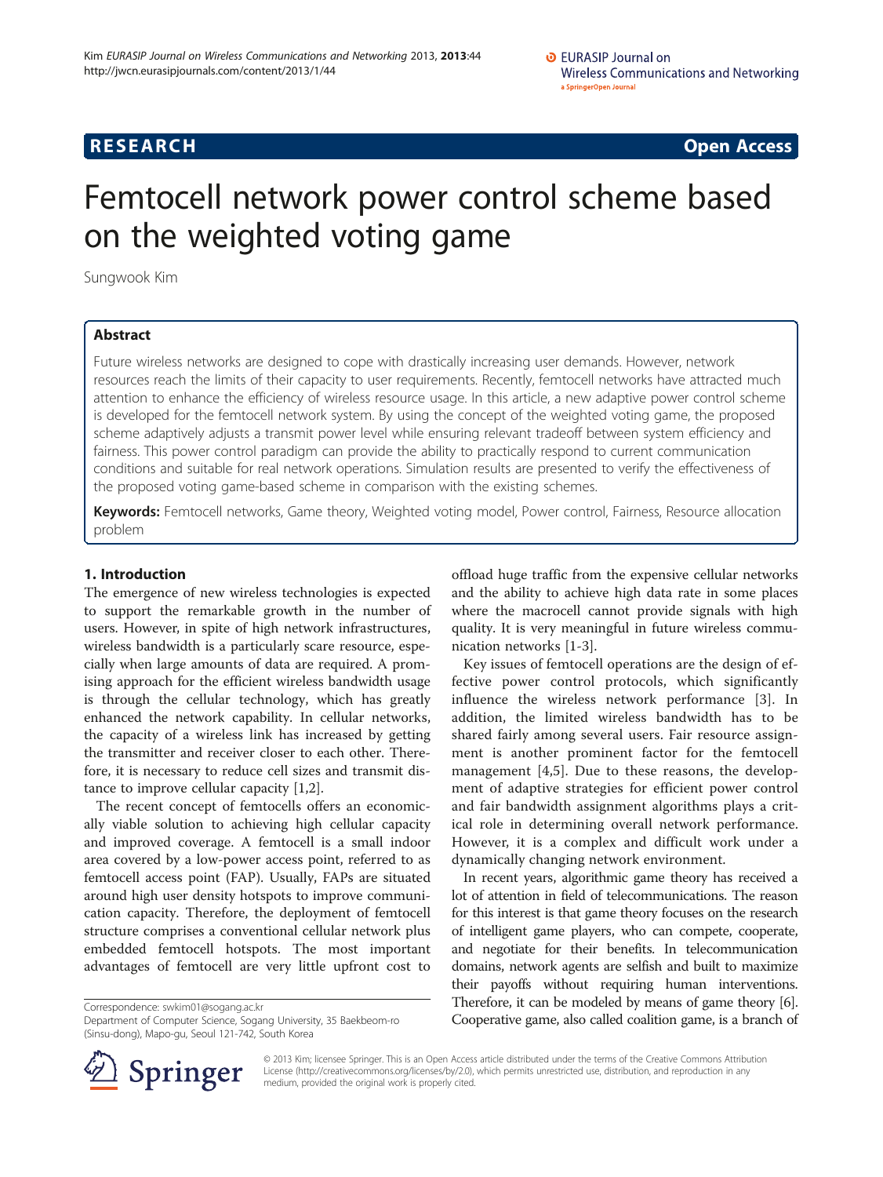**RESEARCH** **Open Access**

# Femtocell network power control scheme based on the weighted voting game

Sungwook Kim

## Abstract

Future wireless networks are designed to cope with drastically increasing user demands. However, network resources reach the limits of their capacity to user requirements. Recently, femtocell networks have attracted much attention to enhance the efficiency of wireless resource usage. In this article, a new adaptive power control scheme is developed for the femtocell network system. By using the concept of the weighted voting game, the proposed scheme adaptively adjusts a transmit power level while ensuring relevant tradeoff between system efficiency and fairness. This power control paradigm can provide the ability to practically respond to current communication conditions and suitable for real network operations. Simulation results are presented to verify the effectiveness of the proposed voting game-based scheme in comparison with the existing schemes.

**Keywords:** Femtocell networks, Game theory, Weighted voting model, Power control, Fairness, Resource allocation problem

## 1. Introduction

The emergence of new wireless technologies is expected to support the remarkable growth in the number of users. However, in spite of high network infrastructures, wireless bandwidth is a particularly scare resource, especially when large amounts of data are required. A promising approach for the efficient wireless bandwidth usage is through the cellular technology, which has greatly enhanced the network capability. In cellular networks, the capacity of a wireless link has increased by getting the transmitter and receiver closer to each other. Therefore, it is necessary to reduce cell sizes and transmit distance to improve cellular capacity [1,2].

The recent concept of femtocells offers an economically viable solution to achieving high cellular capacity and improved coverage. A femtocell is a small indoor area covered by a low-power access point, referred to as femtocell access point (FAP). Usually, FAPs are situated around high user density hotspots to improve communication capacity. Therefore, the deployment of femtocell structure comprises a conventional cellular network plus embedded femtocell hotspots. The most important advantages of femtocell are very little upfront cost to offload huge traffic from the expensive cellular networks and the ability to achieve high data rate in some places where the macrocell cannot provide signals with high quality. It is very meaningful in future wireless communication networks [1-3].

Key issues of femtocell operations are the design of effective power control protocols, which significantly influence the wireless network performance [3]. In addition, the limited wireless bandwidth has to be shared fairly among several users. Fair resource assignment is another prominent factor for the femtocell management [4,5]. Due to these reasons, the development of adaptive strategies for efficient power control and fair bandwidth assignment algorithms plays a critical role in determining overall network performance. However, it is a complex and difficult work under a dynamically changing network environment.

In recent years, algorithmic game theory has received a lot of attention in field of telecommunications. The reason for this interest is that game theory focuses on the research of intelligent game players, who can compete, cooperate, and negotiate for their benefits. In telecommunication domains, network agents are selfish and built to maximize their payoffs without requiring human interventions. Therefore, it can be modeled by means of game theory [6]. Cooperative game, also called coalition game, is a branch of

Correspondence: swkim01@sogang.ac.kr
Department of Computer Science, Sogang University, 35 Baekbeom-ro (Sinsu-dong), Mapo-gu, Seoul 121-742, South Korea

© 2013 Kim; licensee Springer. This is an Open Access article distributed under the terms of the Creative Commons Attribution License (http://creativecommons.org/licenses/by/2.0), which permits unrestricted use, distribution, and reproduction in any medium, provided the original work is properly cited.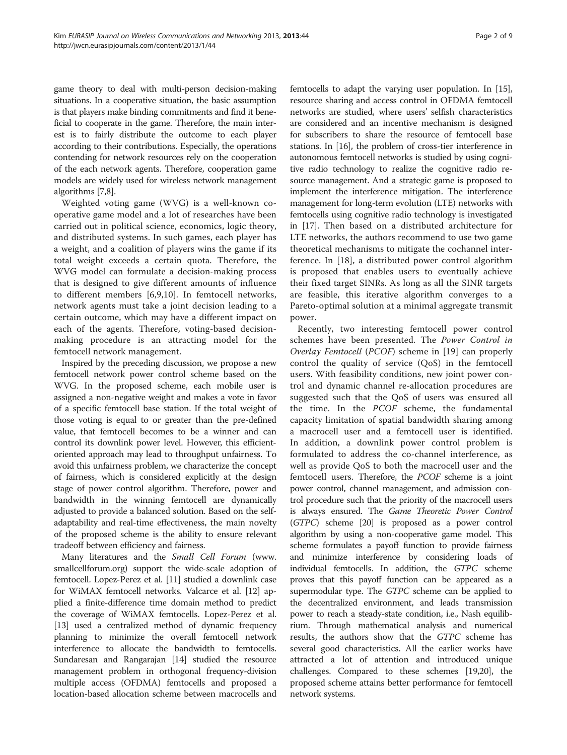game theory to deal with multi-person decision-making situations. In a cooperative situation, the basic assumption is that players make binding commitments and find it beneficial to cooperate in the game. Therefore, the main interest is to fairly distribute the outcome to each player according to their contributions. Especially, the operations contending for network resources rely on the cooperation of the each network agents. Therefore, cooperation game models are widely used for wireless network management algorithms [7,8].

Weighted voting game (WVG) is a well-known cooperative game model and a lot of researches have been carried out in political science, economics, logic theory, and distributed systems. In such games, each player has a weight, and a coalition of players wins the game if its total weight exceeds a certain quota. Therefore, the WVG model can formulate a decision-making process that is designed to give different amounts of influence to different members [6,9,10]. In femtocell networks, network agents must take a joint decision leading to a certain outcome, which may have a different impact on each of the agents. Therefore, voting-based decision-making procedure is an attracting model for the femtocell network management.

Inspired by the preceding discussion, we propose a new femtocell network power control scheme based on the WVG. In the proposed scheme, each mobile user is assigned a non-negative weight and makes a vote in favor of a specific femtocell base station. If the total weight of those voting is equal to or greater than the pre-defined value, that femtocell becomes to be a winner and can control its downlink power level. However, this efficient-oriented approach may lead to throughput unfairness. To avoid this unfairness problem, we characterize the concept of fairness, which is considered explicitly at the design stage of power control algorithm. Therefore, power and bandwidth in the winning femtocell are dynamically adjusted to provide a balanced solution. Based on the self-adaptability and real-time effectiveness, the main novelty of the proposed scheme is the ability to ensure relevant tradeoff between efficiency and fairness.

Many literatures and the *Small Cell Forum* (www.smallcellforum.org) support the wide-scale adoption of femtocell. Lopez-Perez et al. [11] studied a downlink case for WiMAX femtocell networks. Valcarce et al. [12] applied a finite-difference time domain method to predict the coverage of WiMAX femtocells. Lopez-Perez et al. [13] used a centralized method of dynamic frequency planning to minimize the overall femtocell network interference to allocate the bandwidth to femtocells. Sundaresan and Rangarajan [14] studied the resource management problem in orthogonal frequency-division multiple access (OFDMA) femtocells and proposed a location-based allocation scheme between macrocells and femtocells to adapt the varying user population. In [15], resource sharing and access control in OFDMA femtocell networks are studied, where users' selfish characteristics are considered and an incentive mechanism is designed for subscribers to share the resource of femtocell base stations. In [16], the problem of cross-tier interference in autonomous femtocell networks is studied by using cognitive radio technology to realize the cognitive radio resource management. And a strategic game is proposed to implement the interference mitigation. The interference management for long-term evolution (LTE) networks with femtocells using cognitive radio technology is investigated in [17]. Then based on a distributed architecture for LTE networks, the authors recommend to use two game theoretical mechanisms to mitigate the cochannel interference. In [18], a distributed power control algorithm is proposed that enables users to eventually achieve their fixed target SINRs. As long as all the SINR targets are feasible, this iterative algorithm converges to a Pareto-optimal solution at a minimal aggregate transmit power.

Recently, two interesting femtocell power control schemes have been presented. The *Power Control in Overlay Femtocell* (*PCOF*) scheme in [19] can properly control the quality of service (QoS) in the femtocell users. With feasibility conditions, new joint power control and dynamic channel re-allocation procedures are suggested such that the QoS of users was ensured all the time. In the *PCOF* scheme, the fundamental capacity limitation of spatial bandwidth sharing among a macrocell user and a femtocell user is identified. In addition, a downlink power control problem is formulated to address the co-channel interference, as well as provide QoS to both the macrocell user and the femtocell users. Therefore, the *PCOF* scheme is a joint power control, channel management, and admission control procedure such that the priority of the macrocell users is always ensured. The *Game Theoretic Power Control* (*GTPC*) scheme [20] is proposed as a power control algorithm by using a non-cooperative game model. This scheme formulates a payoff function to provide fairness and minimize interference by considering loads of individual femtocells. In addition, the *GTPC* scheme proves that this payoff function can be appeared as a supermodular type. The *GTPC* scheme can be applied to the decentralized environment, and leads transmission power to reach a steady-state condition, i.e., Nash equilibrium. Through mathematical analysis and numerical results, the authors show that the *GTPC* scheme has several good characteristics. All the earlier works have attracted a lot of attention and introduced unique challenges. Compared to these schemes [19,20], the proposed scheme attains better performance for femtocell network systems.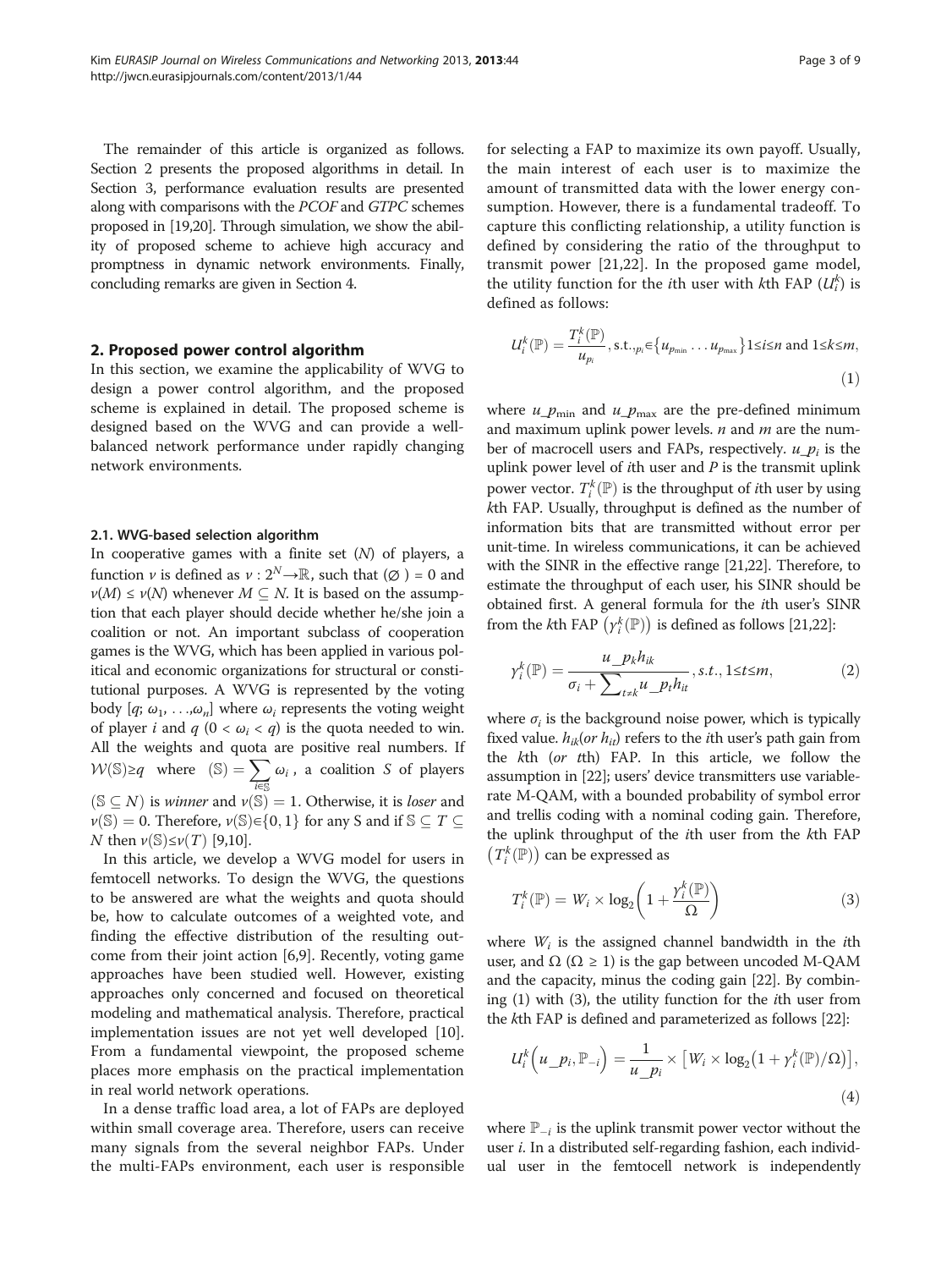The remainder of this article is organized as follows. Section 2 presents the proposed algorithms in detail. In Section 3, performance evaluation results are presented along with comparisons with the *PCOF* and *GTPC* schemes proposed in [19,20]. Through simulation, we show the ability of proposed scheme to achieve high accuracy and promptness in dynamic network environments. Finally, concluding remarks are given in Section 4.

## 2. Proposed power control algorithm

In this section, we examine the applicability of WVG to design a power control algorithm, and the proposed scheme is explained in detail. The proposed scheme is designed based on the WVG and can provide a well-balanced network performance under rapidly changing network environments.

### 2.1. WVG-based selection algorithm

In cooperative games with a finite set ($N$) of players, a function $\nu$ is defined as $\nu : 2^N \rightarrow \mathbb{R}$, such that $(\varnothing) = 0$ and $\nu(M) \leq \nu(N)$ whenever $M \subseteq N$. It is based on the assumption that each player should decide whether he/she join a coalition or not. An important subclass of cooperation games is the WVG, which has been applied in various political and economic organizations for structural or constitutional purposes. A WVG is represented by the voting body $[q; \omega_1, \ldots, \omega_n]$ where $\omega_i$ represents the voting weight of player $i$ and $q$ $(0 < \omega_i < q)$ is the quota needed to win. All the weights and quota are positive real numbers. If $\mathcal{W}(\mathbb{S}) \geq q$ where $(\mathbb{S}) = \sum_{i \in \mathbb{S}} \omega_i$, a coalition $S$ of players $(\mathbb{S} \subseteq N)$ is *winner* and $\nu(\mathbb{S}) = 1$. Otherwise, it is *loser* and $\nu(\mathbb{S}) = 0$. Therefore, $\nu(\mathbb{S}) \in \{0, 1\}$ for any S and if $\mathbb{S} \subseteq T \subseteq N$ then $\nu(\mathbb{S}) \leq \nu(T)$ [9,10].

In this article, we develop a WVG model for users in femtocell networks. To design the WVG, the questions to be answered are what the weights and quota should be, how to calculate outcomes of a weighted vote, and finding the effective distribution of the resulting outcome from their joint action [6,9]. Recently, voting game approaches have been studied well. However, existing approaches only concerned and focused on theoretical modeling and mathematical analysis. Therefore, practical implementation issues are not yet well developed [10]. From a fundamental viewpoint, the proposed scheme places more emphasis on the practical implementation in real world network operations.

In a dense traffic load area, a lot of FAPs are deployed within small coverage area. Therefore, users can receive many signals from the several neighbor FAPs. Under the multi-FAPs environment, each user is responsible for selecting a FAP to maximize its own payoff. Usually, the main interest of each user is to maximize the amount of transmitted data with the lower energy consumption. However, there is a fundamental tradeoff. To capture this conflicting relationship, a utility function is defined by considering the ratio of the throughput to transmit power [21,22]. In the proposed game model, the utility function for the $i$th user with $k$th FAP ($U_i^k$) is defined as follows:

$$U_i^k(\mathbb{P}) = \frac{T_i^k(\mathbb{P})}{u_{p_i}}, \text{ s.t.}, p_i \in \{u_{p_{\min}} \ldots u_{p_{\max}}\} 1 \leq i \leq n \text{ and } 1 \leq k \leq m, \tag{1}$$

where $u\_p_{\min}$ and $u\_p_{\max}$ are the pre-defined minimum and maximum uplink power levels. $n$ and $m$ are the number of macrocell users and FAPs, respectively. $u\_p_i$ is the uplink power level of $i$th user and $P$ is the transmit uplink power vector. $T_i^k(\mathbb{P})$ is the throughput of $i$th user by using $k$th FAP. Usually, throughput is defined as the number of information bits that are transmitted without error per unit-time. In wireless communications, it can be achieved with the SINR in the effective range [21,22]. Therefore, to estimate the throughput of each user, his SINR should be obtained first. A general formula for the $i$th user's SINR from the $k$th FAP $\left(\gamma_i^k(\mathbb{P})\right)$ is defined as follows [21,22]:

$$\gamma_i^k(\mathbb{P}) = \frac{u\_p_k h_{ik}}{\sigma_i + \sum_{t \neq k} u\_p_t h_{it}}, s.t., 1 \leq t \leq m, \tag{2}$$

where $\sigma_i$ is the background noise power, which is typically fixed value. $h_{ik}$(*or* $h_{it}$) refers to the $i$th user's path gain from the $k$th (*or* $t$th) FAP. In this article, we follow the assumption in [22]; users' device transmitters use variable-rate M-QAM, with a bounded probability of symbol error and trellis coding with a nominal coding gain. Therefore, the uplink throughput of the $i$th user from the $k$th FAP $\left(T_i^k(\mathbb{P})\right)$ can be expressed as

$$T_i^k(\mathbb{P}) = W_i \times \log_2\left(1 + \frac{\gamma_i^k(\mathbb{P})}{\Omega}\right) \tag{3}$$

where $W_i$ is the assigned channel bandwidth in the $i$th user, and $\Omega$ $(\Omega \geq 1)$ is the gap between uncoded M-QAM and the capacity, minus the coding gain [22]. By combining (1) with (3), the utility function for the $i$th user from the $k$th FAP is defined and parameterized as follows [22]:

$$U_i^k\left(u\_p_i, \mathbb{P}_{-i}\right) = \frac{1}{u\_p_i} \times \left[W_i \times \log_2\left(1 + \gamma_i^k(\mathbb{P})/\Omega\right)\right], \tag{4}$$

where $\mathbb{P}_{-i}$ is the uplink transmit power vector without the user $i$. In a distributed self-regarding fashion, each individual user in the femtocell network is independently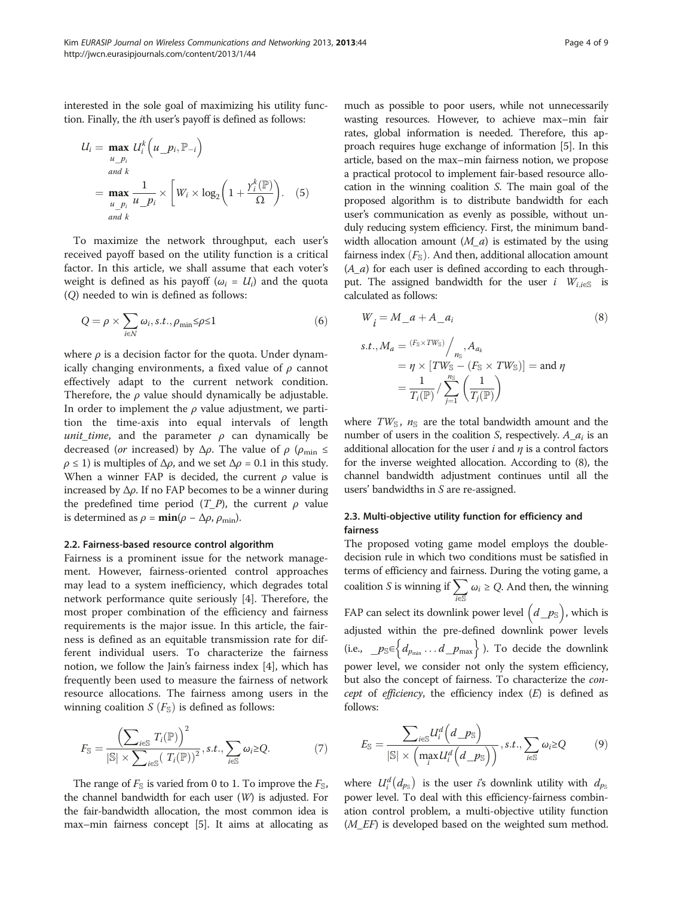interested in the sole goal of maximizing his utility function. Finally, the $i$th user's payoff is defined as follows:

$$
\begin{aligned}
U_i &= \max_{\substack{u\_p_i \\ and\ k}} U_i^k\left(u\_p_i, \mathbb{P}_{-i}\right) \\
&= \max_{\substack{u\_p_i \\ and\ k}} \frac{1}{u\_p_i} \times \left[ W_i \times \log_2\left(1 + \frac{\gamma_i^k(\mathbb{P})}{\Omega}\right)\right.
\end{aligned} \quad (5)
$$

To maximize the network throughput, each user's received payoff based on the utility function is a critical factor. In this article, we shall assume that each voter's weight is defined as his payoff ($\omega_i = U_i$) and the quota ($Q$) needed to win is defined as follows:

$$
Q = \rho \times \sum_{i \in N} \omega_i, s.t., \rho_{\min} \leq \rho \leq 1 \quad (6)
$$

where $\rho$ is a decision factor for the quota. Under dynamically changing environments, a fixed value of $\rho$ cannot effectively adapt to the current network condition. Therefore, the $\rho$ value should dynamically be adjustable. In order to implement the $\rho$ value adjustment, we partition the time-axis into equal intervals of length *unit_time*, and the parameter $\rho$ can dynamically be decreased (*or* increased) by $\Delta\rho$. The value of $\rho$ ($\rho_{\min} \leq \rho \leq 1$) is multiples of $\Delta\rho$, and we set $\Delta\rho = 0.1$ in this study. When a winner FAP is decided, the current $\rho$ value is increased by $\Delta\rho$. If no FAP becomes to be a winner during the predefined time period ($T\_P$), the current $\rho$ value is determined as $\rho = \mathbf{min}(\rho - \Delta\rho, \rho_{\min})$.

### 2.2. Fairness-based resource control algorithm

Fairness is a prominent issue for the network management. However, fairness-oriented control approaches may lead to a system inefficiency, which degrades total network performance quite seriously [4]. Therefore, the most proper combination of the efficiency and fairness requirements is the major issue. In this article, the fairness is defined as an equitable transmission rate for different individual users. To characterize the fairness notion, we follow the Jain's fairness index [4], which has frequently been used to measure the fairness of network resource allocations. The fairness among users in the winning coalition $S$ ($F_{\mathbb{S}}$) is defined as follows:

$$
F_{\mathbb{S}} = \frac{\left(\sum_{i \in \mathbb{S}} T_i(\mathbb{P})\right)^2}{|\mathbb{S}| \times \sum_{i \in \mathbb{S}} \left(T_i(\mathbb{P})\right)^2}, s.t., \sum_{i \in \mathbb{S}} \omega_i \geq Q. \quad (7)
$$

The range of $F_{\mathbb{S}}$ is varied from 0 to 1. To improve the $F_{\mathbb{S}}$, the channel bandwidth for each user ($W$) is adjusted. For the fair-bandwidth allocation, the most common idea is max–min fairness concept [5]. It aims at allocating as much as possible to poor users, while not unnecessarily wasting resources. However, to achieve max–min fair rates, global information is needed. Therefore, this approach requires huge exchange of information [5]. In this article, based on the max–min fairness notion, we propose a practical protocol to implement fair-based resource allocation in the winning coalition $S$. The main goal of the proposed algorithm is to distribute bandwidth for each user's communication as evenly as possible, without unduly reducing system efficiency. First, the minimum bandwidth allocation amount ($M\_a$) is estimated by the using fairness index ($F_{\mathbb{S}}$). And then, additional allocation amount ($A\_a$) for each user is defined according to each throughput. The assigned bandwidth for the user $i$ $W_{i,i \in \mathbb{S}}$ is calculated as follows:

$$
W_i = M\_a + A\_a_i \quad (8)
$$

$$
\begin{aligned}
s.t., M_a &= {}^{(F_{\mathbb{S}} \times TW_{\mathbb{S}})}\Big/_{n_{\mathbb{S}}}, A_{a_k} \\
&= \eta \times \left[TW_{\mathbb{S}} - (F_{\mathbb{S}} \times TW_{\mathbb{S}})\right] = \text{and } \eta \\
&= \frac{1}{T_i(\mathbb{P})} / \sum_{j=1}^{n_{\mathbb{S}}} \left(\frac{1}{T_j(\mathbb{P})}\right)
\end{aligned}
$$

where $TW_{\mathbb{S}}$, $n_{\mathbb{S}}$ are the total bandwidth amount and the number of users in the coalition $S$, respectively. $A\_a_i$ is an additional allocation for the user $i$ and $\eta$ is a control factors for the inverse weighted allocation. According to (8), the channel bandwidth adjustment continues until all the users' bandwidths in $S$ are re-assigned.

### 2.3. Multi-objective utility function for efficiency and fairness

The proposed voting game model employs the double-decision rule in which two conditions must be satisfied in terms of efficiency and fairness. During the voting game, a coalition $S$ is winning if $\sum_{i \in \mathbb{S}} \omega_i \geq Q$. And then, the winning FAP can select its downlink power level $\left(d\_p_{\mathbb{S}}\right)$, which is adjusted within the pre-defined downlink power levels (i.e., $\_p_{\mathbb{S}} \in \left\{d_{p_{\min}} \ldots d\_p_{\max}\right\}$). To decide the downlink power level, we consider not only the system efficiency, but also the concept of fairness. To characterize the *concept* of *efficiency*, the efficiency index ($E$) is defined as follows:

$$
E_{\mathbb{S}} = \frac{\sum_{i \in \mathbb{S}} U_i^d\left(d\_p_{\mathbb{S}}\right)}{|\mathbb{S}| \times \left(\max_i U_i^d\left(d\_p_{\mathbb{S}}\right)\right)}, s.t., \sum_{i \in \mathbb{S}} \omega_i \geq Q \quad (9)
$$

where $U_i^d\left(d_{p_{\mathbb{S}}}\right)$ is the user $i$'s downlink utility with $d_{p_{\mathbb{S}}}$ power level. To deal with this efficiency-fairness combination control problem, a multi-objective utility function ($M\_EF$) is developed based on the weighted sum method.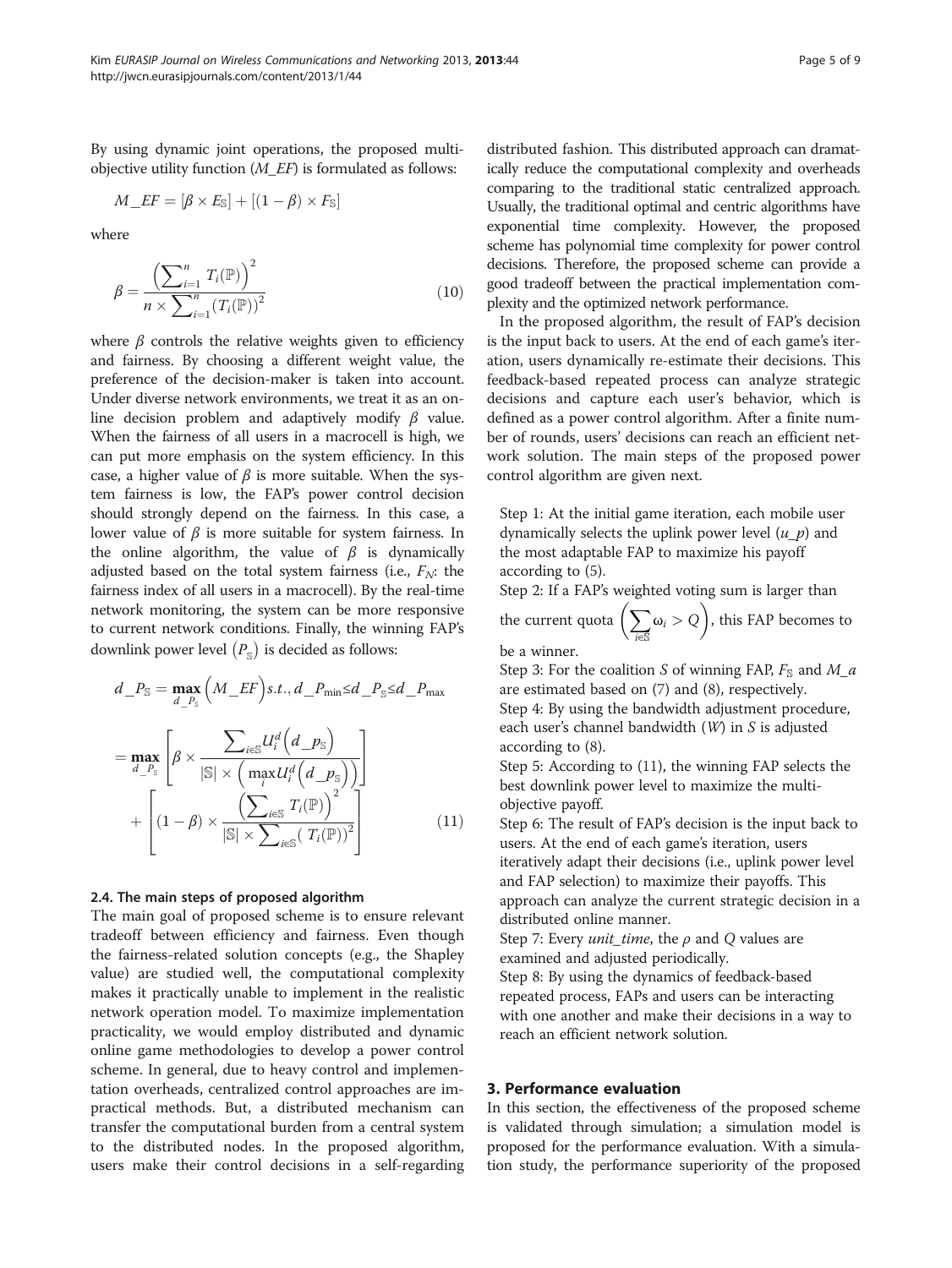By using dynamic joint operations, the proposed multi-objective utility function ($M\_EF$) is formulated as follows:

$$M\_EF = [\beta \times E_{\mathbb{S}}] + [(1-\beta) \times F_{\mathbb{S}}]$$

where

$$\beta = \frac{\left(\sum_{i=1}^{n} T_i(\mathbb{P})\right)^2}{n \times \sum_{i=1}^{n} (T_i(\mathbb{P}))^2} \tag{10}$$

where $\beta$ controls the relative weights given to efficiency and fairness. By choosing a different weight value, the preference of the decision-maker is taken into account. Under diverse network environments, we treat it as an online decision problem and adaptively modify $\beta$ value. When the fairness of all users in a macrocell is high, we can put more emphasis on the system efficiency. In this case, a higher value of $\beta$ is more suitable. When the system fairness is low, the FAP's power control decision should strongly depend on the fairness. In this case, a lower value of $\beta$ is more suitable for system fairness. In the online algorithm, the value of $\beta$ is dynamically adjusted based on the total system fairness (i.e., $F_N$: the fairness index of all users in a macrocell). By the real-time network monitoring, the system can be more responsive to current network conditions. Finally, the winning FAP's downlink power level $(P_{\mathbb{S}})$ is decided as follows:

$$\begin{aligned} d\_P_{\mathbb{S}} &= \max_{d\_P_{\mathbb{S}}} \left( M\_EF \right) s.t., d\_P_{\min} \leq d\_P_{\mathbb{S}} \leq d\_P_{\max} \\ &= \max_{d\_P_{\mathbb{S}}} \left[ \beta \times \frac{\sum_{i \in \mathbb{S}} U_i^d \left( d\_p_{\mathbb{S}} \right)}{|\mathbb{S}| \times \left( \max_i U_i^d \left( d\_p_{\mathbb{S}} \right) \right)} \right] \\ &\quad + \left[ (1-\beta) \times \frac{\left( \sum_{i \in \mathbb{S}} T_i(\mathbb{P}) \right)^2}{|\mathbb{S}| \times \sum_{i \in \mathbb{S}} \left( T_i(\mathbb{P}) \right)^2} \right] \end{aligned} \tag{11}$$

### 2.4. The main steps of proposed algorithm

The main goal of proposed scheme is to ensure relevant tradeoff between efficiency and fairness. Even though the fairness-related solution concepts (e.g., the Shapley value) are studied well, the computational complexity makes it practically unable to implement in the realistic network operation model. To maximize implementation practicality, we would employ distributed and dynamic online game methodologies to develop a power control scheme. In general, due to heavy control and implementation overheads, centralized control approaches are impractical methods. But, a distributed mechanism can transfer the computational burden from a central system to the distributed nodes. In the proposed algorithm, users make their control decisions in a self-regarding distributed fashion. This distributed approach can dramatically reduce the computational complexity and overheads comparing to the traditional static centralized approach. Usually, the traditional optimal and centric algorithms have exponential time complexity. However, the proposed scheme has polynomial time complexity for power control decisions. Therefore, the proposed scheme can provide a good tradeoff between the practical implementation complexity and the optimized network performance.

In the proposed algorithm, the result of FAP's decision is the input back to users. At the end of each game's iteration, users dynamically re-estimate their decisions. This feedback-based repeated process can analyze strategic decisions and capture each user's behavior, which is defined as a power control algorithm. After a finite number of rounds, users' decisions can reach an efficient network solution. The main steps of the proposed power control algorithm are given next.

Step 1: At the initial game iteration, each mobile user dynamically selects the uplink power level ($u\_p$) and the most adaptable FAP to maximize his payoff according to (5).

Step 2: If a FAP's weighted voting sum is larger than the current quota $\left(\sum_{i \in \mathbb{S}} \omega_i > Q\right)$, this FAP becomes to be a winner.

Step 3: For the coalition $S$ of winning FAP, $F_{\mathbb{S}}$ and $M\_a$ are estimated based on (7) and (8), respectively.

Step 4: By using the bandwidth adjustment procedure, each user's channel bandwidth ($W$) in $S$ is adjusted according to (8).

Step 5: According to (11), the winning FAP selects the best downlink power level to maximize the multi-objective payoff.

Step 6: The result of FAP's decision is the input back to users. At the end of each game's iteration, users iteratively adapt their decisions (i.e., uplink power level and FAP selection) to maximize their payoffs. This approach can analyze the current strategic decision in a distributed online manner.

Step 7: Every *unit_time*, the $\rho$ and $Q$ values are examined and adjusted periodically.

Step 8: By using the dynamics of feedback-based repeated process, FAPs and users can be interacting with one another and make their decisions in a way to reach an efficient network solution.

## 3. Performance evaluation

In this section, the effectiveness of the proposed scheme is validated through simulation; a simulation model is proposed for the performance evaluation. With a simulation study, the performance superiority of the proposed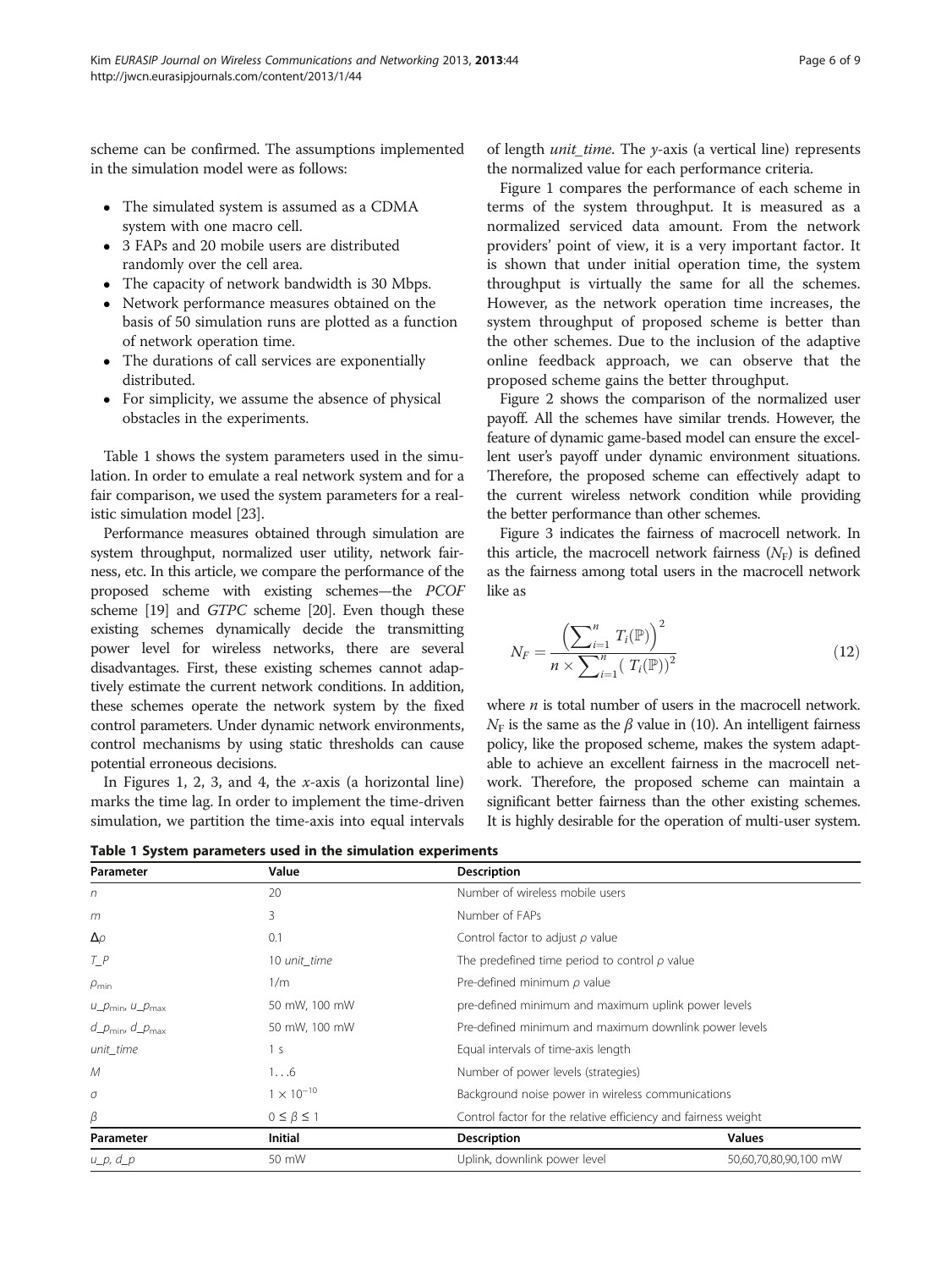scheme can be confirmed. The assumptions implemented in the simulation model were as follows:

- The simulated system is assumed as a CDMA system with one macro cell.
- 3 FAPs and 20 mobile users are distributed randomly over the cell area.
- The capacity of network bandwidth is 30 Mbps.
- Network performance measures obtained on the basis of 50 simulation runs are plotted as a function of network operation time.
- The durations of call services are exponentially distributed.
- For simplicity, we assume the absence of physical obstacles in the experiments.

Table 1 shows the system parameters used in the simulation. In order to emulate a real network system and for a fair comparison, we used the system parameters for a realistic simulation model [23].

Performance measures obtained through simulation are system throughput, normalized user utility, network fairness, etc. In this article, we compare the performance of the proposed scheme with existing schemes—the *PCOF* scheme [19] and *GTPC* scheme [20]. Even though these existing schemes dynamically decide the transmitting power level for wireless networks, there are several disadvantages. First, these existing schemes cannot adaptively estimate the current network conditions. In addition, these schemes operate the network system by the fixed control parameters. Under dynamic network environments, control mechanisms by using static thresholds can cause potential erroneous decisions.

In Figures 1, 2, 3, and 4, the $x$-axis (a horizontal line) marks the time lag. In order to implement the time-driven simulation, we partition the time-axis into equal intervals of length *unit_time*. The $y$-axis (a vertical line) represents the normalized value for each performance criteria.

Figure 1 compares the performance of each scheme in terms of the system throughput. It is measured as a normalized serviced data amount. From the network providers' point of view, it is a very important factor. It is shown that under initial operation time, the system throughput is virtually the same for all the schemes. However, as the network operation time increases, the system throughput of proposed scheme is better than the other schemes. Due to the inclusion of the adaptive online feedback approach, we can observe that the proposed scheme gains the better throughput.

Figure 2 shows the comparison of the normalized user payoff. All the schemes have similar trends. However, the feature of dynamic game-based model can ensure the excellent user's payoff under dynamic environment situations. Therefore, the proposed scheme can effectively adapt to the current wireless network condition while providing the better performance than other schemes.

Figure 3 indicates the fairness of macrocell network. In this article, the macrocell network fairness ($N_F$) is defined as the fairness among total users in the macrocell network like as

$$N_F = \frac{\left(\sum_{i=1}^{n} T_i(\mathbb{P})\right)^2}{n \times \sum_{i=1}^{n} \left(T_i(\mathbb{P})\right)^2} \tag{12}$$

where $n$ is total number of users in the macrocell network. $N_F$ is the same as the $\beta$ value in (10). An intelligent fairness policy, like the proposed scheme, makes the system adaptable to achieve an excellent fairness in the macrocell network. Therefore, the proposed scheme can maintain a significant better fairness than the other existing schemes. It is highly desirable for the operation of multi-user system.

**Table 1 System parameters used in the simulation experiments**

| Parameter | Value | Description | |
|---|---|---|---|
| $n$ | 20 | Number of wireless mobile users | |
| $m$ | 3 | Number of FAPs | |
| $\Delta\rho$ | 0.1 | Control factor to adjust $\rho$ value | |
| $T\_P$ | 10 *unit_time* | The predefined time period to control $\rho$ value | |
| $\rho_{\min}$ | 1/m | Pre-defined minimum $\rho$ value | |
| $u\_p_{\min}$, $u\_p_{\max}$ | 50 mW, 100 mW | pre-defined minimum and maximum uplink power levels | |
| $d\_p_{\min}$, $d\_p_{\max}$ | 50 mW, 100 mW | Pre-defined minimum and maximum downlink power levels | |
| *unit_time* | 1 s | Equal intervals of time-axis length | |
| $M$ | 1…6 | Number of power levels (strategies) | |
| $\sigma$ | $1 \times 10^{-10}$ | Background noise power in wireless communications | |
| $\beta$ | $0 \leq \beta \leq 1$ | Control factor for the relative efficiency and fairness weight | |
| **Parameter** | **Initial** | **Description** | **Values** |
| $u\_p$, $d\_p$ | 50 mW | Uplink, downlink power level | 50,60,70,80,90,100 mW |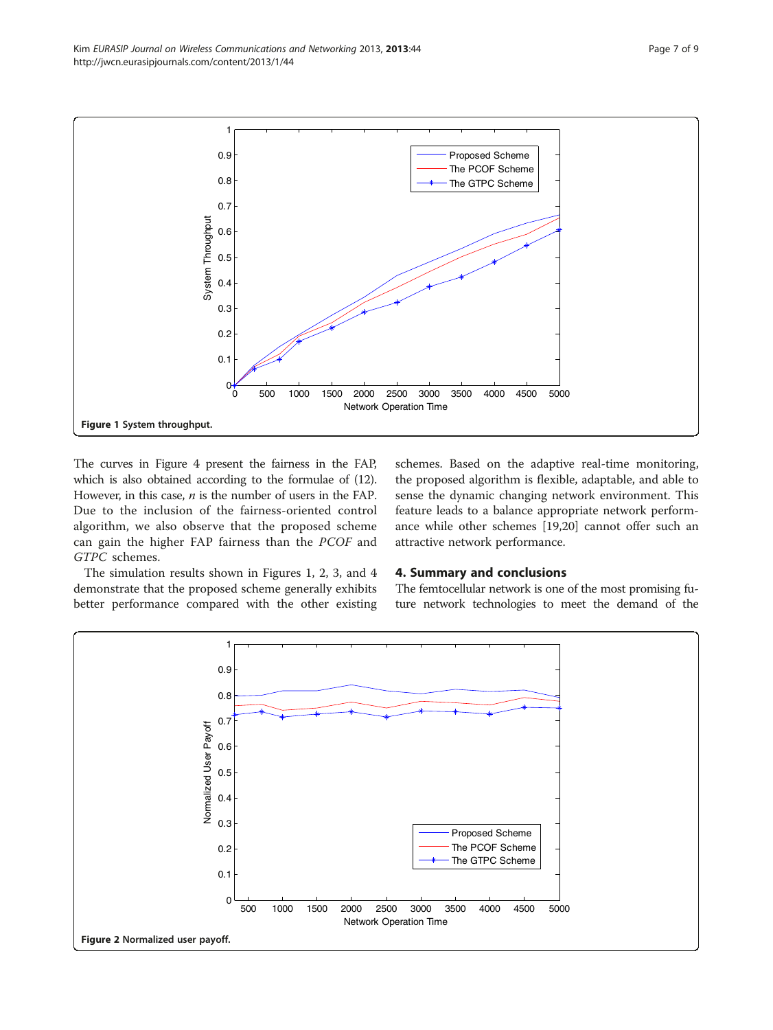Figure 1 System throughput.

The curves in Figure 4 present the fairness in the FAP, which is also obtained according to the formulae of (12). However, in this case, $n$ is the number of users in the FAP. Due to the inclusion of the fairness-oriented control algorithm, we also observe that the proposed scheme can gain the higher FAP fairness than the *PCOF* and *GTPC* schemes.

The simulation results shown in Figures 1, 2, 3, and 4 demonstrate that the proposed scheme generally exhibits better performance compared with the other existing schemes. Based on the adaptive real-time monitoring, the proposed algorithm is flexible, adaptable, and able to sense the dynamic changing network environment. This feature leads to a balance appropriate network performance while other schemes [19,20] cannot offer such an attractive network performance.

## 4. Summary and conclusions

The femtocellular network is one of the most promising future network technologies to meet the demand of the

Figure 2 Normalized user payoff.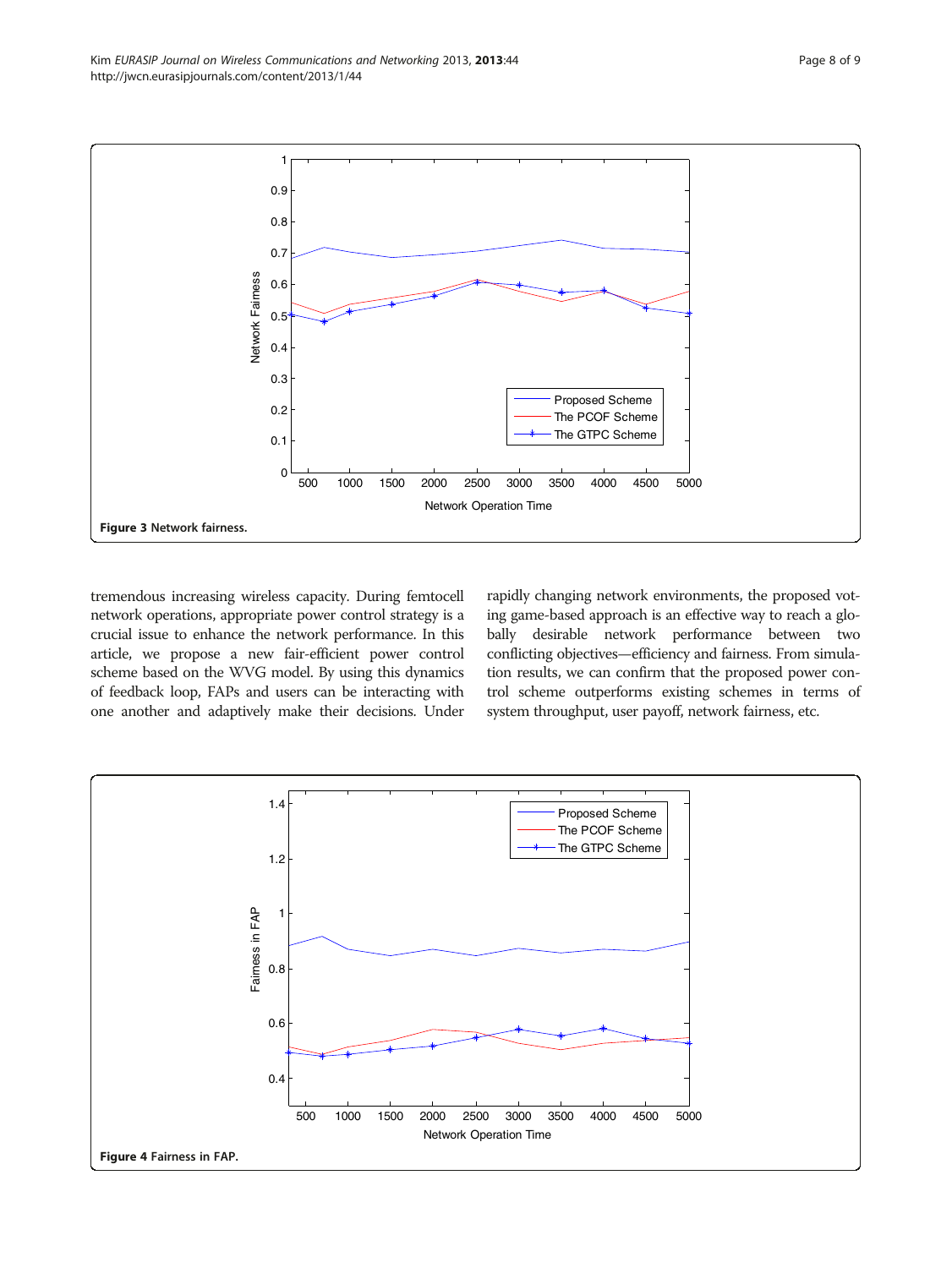**Figure 3** Network fairness.

tremendous increasing wireless capacity. During femtocell network operations, appropriate power control strategy is a crucial issue to enhance the network performance. In this article, we propose a new fair-efficient power control scheme based on the WVG model. By using this dynamics of feedback loop, FAPs and users can be interacting with one another and adaptively make their decisions. Under rapidly changing network environments, the proposed voting game-based approach is an effective way to reach a globally desirable network performance between two conflicting objectives—efficiency and fairness. From simulation results, we can confirm that the proposed power control scheme outperforms existing schemes in terms of system throughput, user payoff, network fairness, etc.

**Figure 4** Fairness in FAP.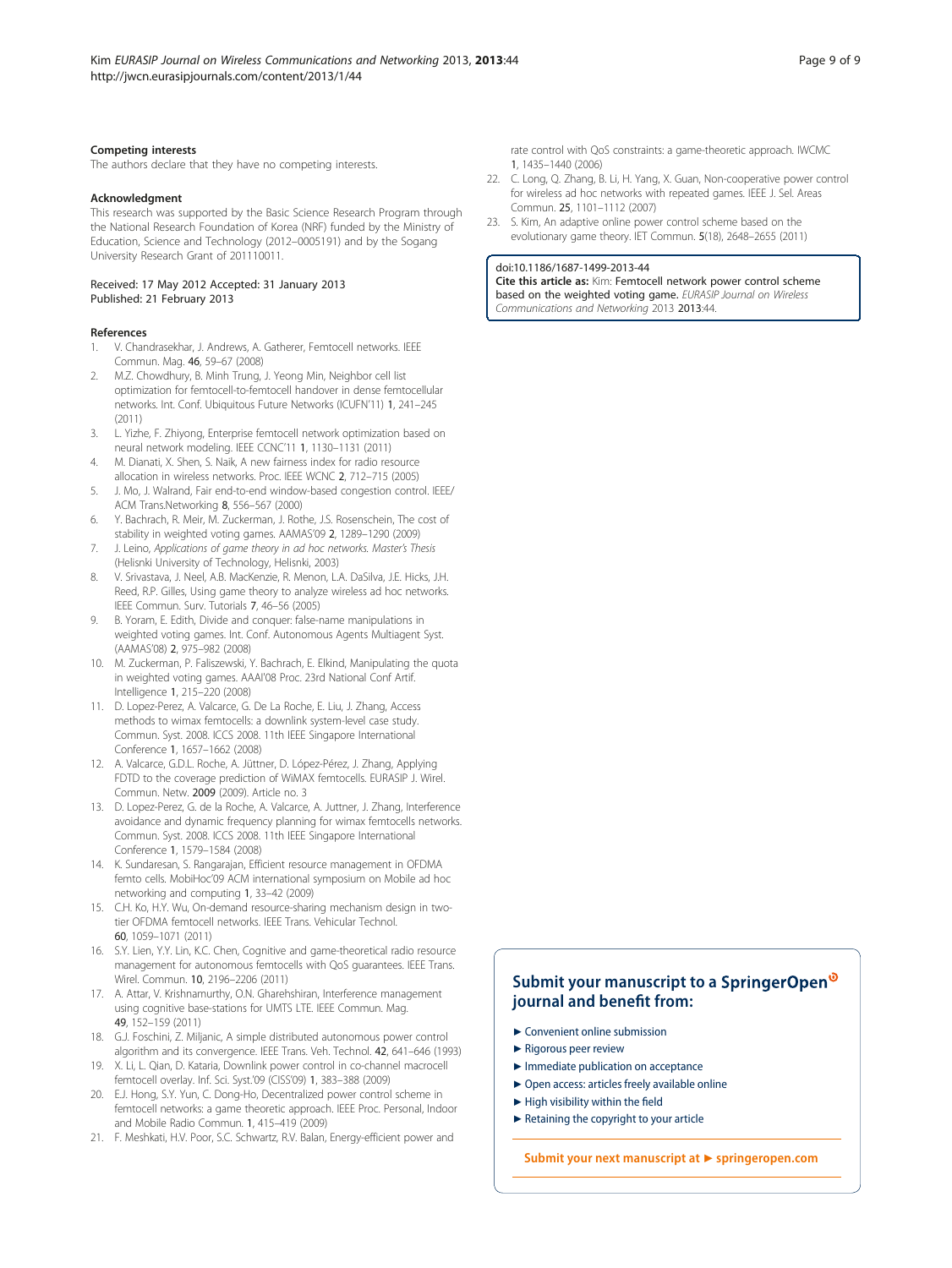#### Competing interests

The authors declare that they have no competing interests.

#### Acknowledgment

This research was supported by the Basic Science Research Program through the National Research Foundation of Korea (NRF) funded by the Ministry of Education, Science and Technology (2012–0005191) and by the Sogang University Research Grant of 201110011.

Received: 17 May 2012 Accepted: 31 January 2013
Published: 21 February 2013

#### References

1. V. Chandrasekhar, J. Andrews, A. Gatherer, Femtocell networks. IEEE Commun. Mag. **46**, 59–67 (2008)
2. M.Z. Chowdhury, B. Minh Trung, J. Yeong Min, Neighbor cell list optimization for femtocell-to-femtocell handover in dense femtocellular networks. Int. Conf. Ubiquitous Future Networks (ICUFN'11) **1**, 241–245 (2011)
3. L. Yizhe, F. Zhiyong, Enterprise femtocell network optimization based on neural network modeling. IEEE CCNC'11 **1**, 1130–1131 (2011)
4. M. Dianati, X. Shen, S. Naik, A new fairness index for radio resource allocation in wireless networks. Proc. IEEE WCNC **2**, 712–715 (2005)
5. J. Mo, J. Walrand, Fair end-to-end window-based congestion control. IEEE/ACM Trans.Networking **8**, 556–567 (2000)
6. Y. Bachrach, R. Meir, M. Zuckerman, J. Rothe, J.S. Rosenschein, The cost of stability in weighted voting games. AAMAS'09 **2**, 1289–1290 (2009)
7. J. Leino, *Applications of game theory in ad hoc networks. Master's Thesis* (Helisnki University of Technology, Helisnki, 2003)
8. V. Srivastava, J. Neel, A.B. MacKenzie, R. Menon, L.A. DaSilva, J.E. Hicks, J.H. Reed, R.P. Gilles, Using game theory to analyze wireless ad hoc networks. IEEE Commun. Surv. Tutorials **7**, 46–56 (2005)
9. B. Yoram, E. Edith, Divide and conquer: false-name manipulations in weighted voting games. Int. Conf. Autonomous Agents Multiagent Syst. (AAMAS'08) **2**, 975–982 (2008)
10. M. Zuckerman, P. Faliszewski, Y. Bachrach, E. Elkind, Manipulating the quota in weighted voting games. AAAI'08 Proc. 23rd National Conf Artif. Intelligence **1**, 215–220 (2008)
11. D. Lopez-Perez, A. Valcarce, G. De La Roche, E. Liu, J. Zhang, Access methods to wimax femtocells: a downlink system-level case study. Commun. Syst. 2008. ICCS 2008. 11th IEEE Singapore International Conference **1**, 1657–1662 (2008)
12. A. Valcarce, G.D.L. Roche, A. Jüttner, D. López-Pérez, J. Zhang, Applying FDTD to the coverage prediction of WiMAX femtocells. EURASIP J. Wirel. Commun. Netw. **2009** (2009). Article no. 3
13. D. Lopez-Perez, G. de la Roche, A. Valcarce, A. Juttner, J. Zhang, Interference avoidance and dynamic frequency planning for wimax femtocells networks. Commun. Syst. 2008. ICCS 2008. 11th IEEE Singapore International Conference **1**, 1579–1584 (2008)
14. K. Sundaresan, S. Rangarajan, Efficient resource management in OFDMA femto cells. MobiHoc'09 ACM international symposium on Mobile ad hoc networking and computing **1**, 33–42 (2009)
15. C.H. Ko, H.Y. Wu, On-demand resource-sharing mechanism design in two-tier OFDMA femtocell networks. IEEE Trans. Vehicular Technol. **60**, 1059–1071 (2011)
16. S.Y. Lien, Y.Y. Lin, K.C. Chen, Cognitive and game-theoretical radio resource management for autonomous femtocells with QoS guarantees. IEEE Trans. Wirel. Commun. **10**, 2196–2206 (2011)
17. A. Attar, V. Krishnamurthy, O.N. Gharehshiran, Interference management using cognitive base-stations for UMTS LTE. IEEE Commun. Mag. **49**, 152–159 (2011)
18. G.J. Foschini, Z. Miljanic, A simple distributed autonomous power control algorithm and its convergence. IEEE Trans. Veh. Technol. **42**, 641–646 (1993)
19. X. Li, L. Qian, D. Kataria, Downlink power control in co-channel macrocell femtocell overlay. Inf. Sci. Syst.'09 (CISS'09) **1**, 383–388 (2009)
20. E.J. Hong, S.Y. Yun, C. Dong-Ho, Decentralized power control scheme in femtocell networks: a game theoretic approach. IEEE Proc. Personal, Indoor and Mobile Radio Commun. **1**, 415–419 (2009)
21. F. Meshkati, H.V. Poor, S.C. Schwartz, R.V. Balan, Energy-efficient power and rate control with QoS constraints: a game-theoretic approach. IWCMC **1**, 1435–1440 (2006)
22. C. Long, Q. Zhang, B. Li, H. Yang, X. Guan, Non-cooperative power control for wireless ad hoc networks with repeated games. IEEE J. Sel. Areas Commun. **25**, 1101–1112 (2007)
23. S. Kim, An adaptive online power control scheme based on the evolutionary game theory. IET Commun. **5**(18), 2648–2655 (2011)

doi:10.1186/1687-1499-2013-44
**Cite this article as:** Kim: Femtocell network power control scheme based on the weighted voting game. *EURASIP Journal on Wireless Communications and Networking* 2013 **2013**:44.

**Submit your manuscript to a SpringerOpen journal and benefit from:**

- ► Convenient online submission
- ► Rigorous peer review
- ► Immediate publication on acceptance
- ► Open access: articles freely available online
- ► High visibility within the field
- ► Retaining the copyright to your article

**Submit your next manuscript at ► springeropen.com**